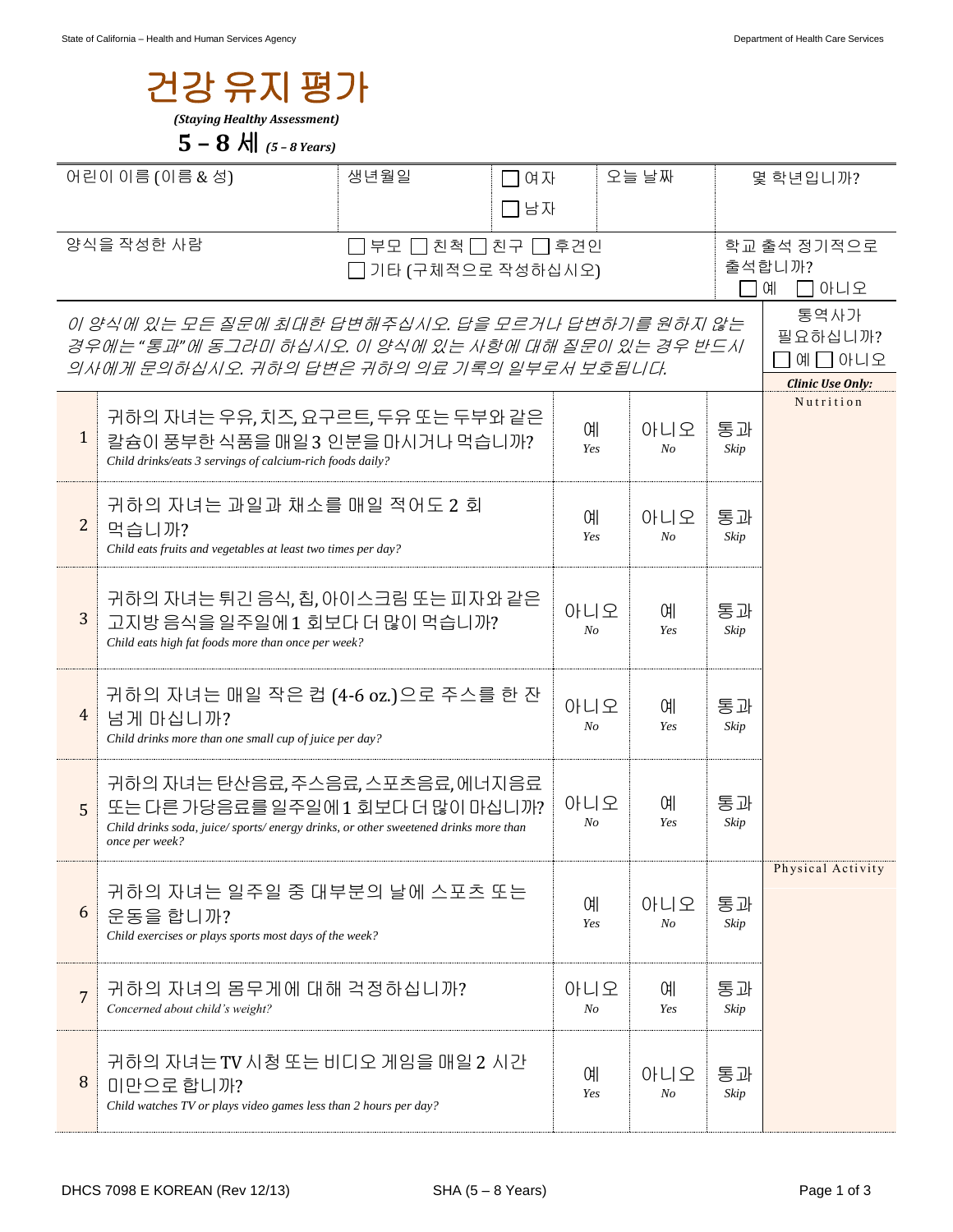# 건강 유지 평가

***(Staying Healthy Assessment)***

## 5 – 8 세 *(5 – 8 Years)*

| 어린이 이름 (이름 & 성) | 생년월일 | ☐ 여자 ☐ 남자 | 오늘 날짜 | 몇 학년입니까? |
|---|---|---|---|---|
| 양식을 작성한 사람 | ☐ 부모 ☐ 친척 ☐ 친구 ☐ 후견인 ☐ 기타 (구체적으로 작성하십시오) | | | 학교 출석 정기적으로 출석합니까? ☐ 예 ☐ 아니오 |

*이 양식에 있는 모든 질문에 최대한 답변해주십시오. 답을 모르거나 답변하기를 원하지 않는 경우에는 "통과"에 동그라미 하십시오. 이 양식에 있는 사항에 대해 질문이 있는 경우 반드시 의사에게 문의하십시오. 귀하의 답변은 귀하의 의료 기록의 일부로서 보호됩니다.*

통역사가 필요하십니까? ☐ 예 ☐ 아니오

| # | 질문 | | | | ***Clinic Use Only:*** |
|---|---|---|---|---|---|
| 1 | 귀하의 자녀는 우유, 치즈, 요구르트, 두유 또는 두부와 같은 칼슘이 풍부한 식품을 매일 3 인분을 마시거나 먹습니까?<br>*Child drinks/eats 3 servings of calcium-rich foods daily?* | 예 *Yes* | 아니오 *No* | 통과 *Skip* | Nutrition |
| 2 | 귀하의 자녀는 과일과 채소를 매일 적어도 2 회 먹습니까?<br>*Child eats fruits and vegetables at least two times per day?* | 예 *Yes* | 아니오 *No* | 통과 *Skip* | |
| 3 | 귀하의 자녀는 튀긴 음식, 칩, 아이스크림 또는 피자와 같은 고지방 음식을 일주일에 1 회보다 더 많이 먹습니까?<br>*Child eats high fat foods more than once per week?* | 아니오 *No* | 예 *Yes* | 통과 *Skip* | |
| 4 | 귀하의 자녀는 매일 작은 컵 (4-6 oz.)으로 주스를 한 잔 넘게 마십니까?<br>*Child drinks more than one small cup of juice per day?* | 아니오 *No* | 예 *Yes* | 통과 *Skip* | |
| 5 | 귀하의 자녀는 탄산음료, 주스음료, 스포츠음료, 에너지음료 또는 다른 가당음료를 일주일에 1 회보다 더 많이 마십니까?<br>*Child drinks soda, juice/ sports/ energy drinks, or other sweetened drinks more than once per week?* | 아니오 *No* | 예 *Yes* | 통과 *Skip* | |
| 6 | 귀하의 자녀는 일주일 중 대부분의 날에 스포츠 또는 운동을 합니까?<br>*Child exercises or plays sports most days of the week?* | 예 *Yes* | 아니오 *No* | 통과 *Skip* | Physical Activity |
| 7 | 귀하의 자녀의 몸무게에 대해 걱정하십니까?<br>*Concerned about child's weight?* | 아니오 *No* | 예 *Yes* | 통과 *Skip* | |
| 8 | 귀하의 자녀는 TV 시청 또는 비디오 게임을 매일 2 시간 미만으로 합니까?<br>*Child watches TV or plays video games less than 2 hours per day?* | 예 *Yes* | 아니오 *No* | 통과 *Skip* | |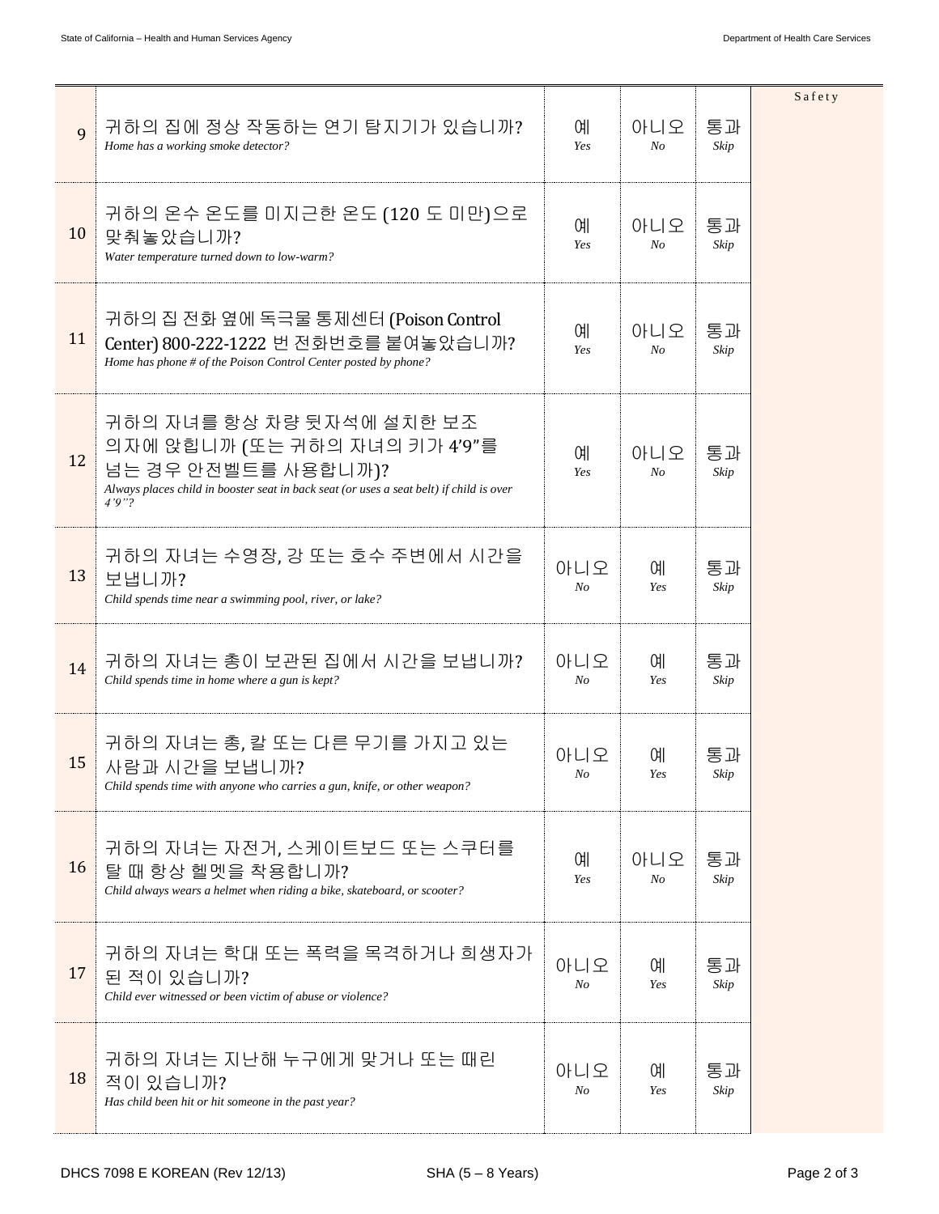| # | Question | | | | Safety |
|---|---|---|---|---|---|
| 9 | 귀하의 집에 정상 작동하는 연기 탐지기가 있습니까?<br>*Home has a working smoke detector?* | 예<br>*Yes* | 아니오<br>*No* | 통과<br>*Skip* | |
| 10 | 귀하의 온수 온도를 미지근한 온도 (120 도 미만)으로 맞춰놓았습니까?<br>*Water temperature turned down to low-warm?* | 예<br>*Yes* | 아니오<br>*No* | 통과<br>*Skip* | |
| 11 | 귀하의 집 전화 옆에 독극물 통제센터 (Poison Control Center) 800-222-1222 번 전화번호를 붙여놓았습니까?<br>*Home has phone # of the Poison Control Center posted by phone?* | 예<br>*Yes* | 아니오<br>*No* | 통과<br>*Skip* | |
| 12 | 귀하의 자녀를 항상 차량 뒷자석에 설치한 보조 의자에 앉힙니까 (또는 귀하의 자녀의 키가 4'9"를 넘는 경우 안전벨트를 사용합니까)?<br>*Always places child in booster seat in back seat (or uses a seat belt) if child is over 4'9"?* | 예<br>*Yes* | 아니오<br>*No* | 통과<br>*Skip* | |
| 13 | 귀하의 자녀는 수영장, 강 또는 호수 주변에서 시간을 보냅니까?<br>*Child spends time near a swimming pool, river, or lake?* | 아니오<br>*No* | 예<br>*Yes* | 통과<br>*Skip* | |
| 14 | 귀하의 자녀는 총이 보관된 집에서 시간을 보냅니까?<br>*Child spends time in home where a gun is kept?* | 아니오<br>*No* | 예<br>*Yes* | 통과<br>*Skip* | |
| 15 | 귀하의 자녀는 총, 칼 또는 다른 무기를 가지고 있는 사람과 시간을 보냅니까?<br>*Child spends time with anyone who carries a gun, knife, or other weapon?* | 아니오<br>*No* | 예<br>*Yes* | 통과<br>*Skip* | |
| 16 | 귀하의 자녀는 자전거, 스케이트보드 또는 스쿠터를 탈 때 항상 헬멧을 착용합니까?<br>*Child always wears a helmet when riding a bike, skateboard, or scooter?* | 예<br>*Yes* | 아니오<br>*No* | 통과<br>*Skip* | |
| 17 | 귀하의 자녀는 학대 또는 폭력을 목격하거나 희생자가 된 적이 있습니까?<br>*Child ever witnessed or been victim of abuse or violence?* | 아니오<br>*No* | 예<br>*Yes* | 통과<br>*Skip* | |
| 18 | 귀하의 자녀는 지난해 누구에게 맞거나 또는 때린 적이 있습니까?<br>*Has child been hit or hit someone in the past year?* | 아니오<br>*No* | 예<br>*Yes* | 통과<br>*Skip* | |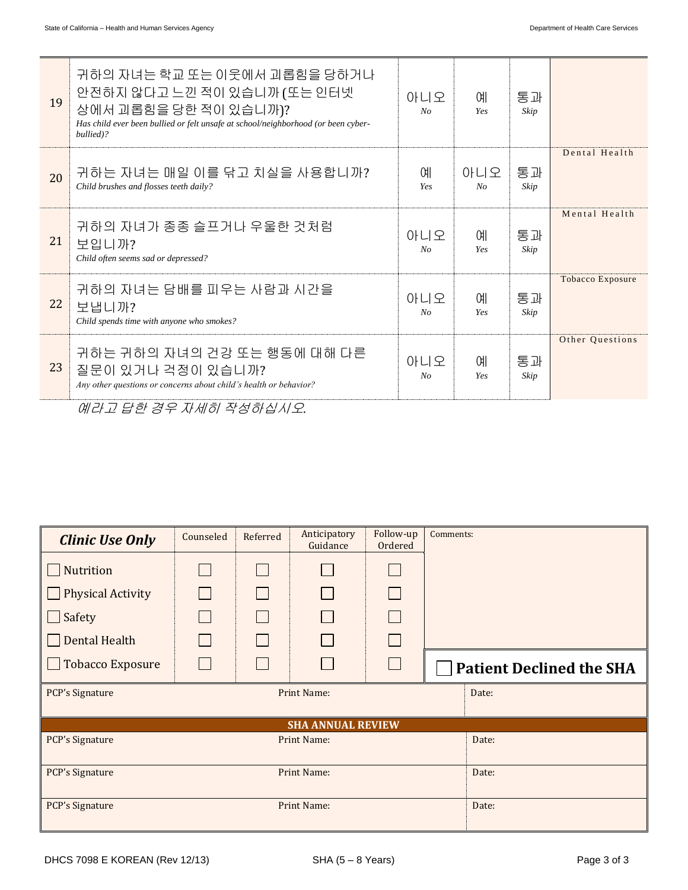| | | | | | |
|---|---|---|---|---|---|
| 19 | 귀하의 자녀는 학교 또는 이웃에서 괴롭힘을 당하거나 안전하지 않다고 느낀 적이 있습니까 (또는 인터넷 상에서 괴롭힘을 당한 적이 있습니까)?<br>*Has child ever been bullied or felt unsafe at school/neighborhood (or been cyber-bullied)?* | 아니오<br>*No* | 예<br>*Yes* | 통과<br>*Skip* | |
| 20 | 귀하는 자녀는 매일 이를 닦고 치실을 사용합니까?<br>*Child brushes and flosses teeth daily?* | 예<br>*Yes* | 아니오<br>*No* | 통과<br>*Skip* | Dental Health |
| 21 | 귀하의 자녀가 종종 슬프거나 우울한 것처럼 보입니까?<br>*Child often seems sad or depressed?* | 아니오<br>*No* | 예<br>*Yes* | 통과<br>*Skip* | Mental Health |
| 22 | 귀하의 자녀는 담배를 피우는 사람과 시간을 보냅니까?<br>*Child spends time with anyone who smokes?* | 아니오<br>*No* | 예<br>*Yes* | 통과<br>*Skip* | Tobacco Exposure |
| 23 | 귀하는 귀하의 자녀의 건강 또는 행동에 대해 다른 질문이 있거나 걱정이 있습니까?<br>*Any other questions or concerns about child's health or behavior?* | 아니오<br>*No* | 예<br>*Yes* | 통과<br>*Skip* | Other Questions |

*예라고 답한 경우 자세히 작성하십시오.*

| ***Clinic Use Only*** | Counseled | Referred | Anticipatory Guidance | Follow-up Ordered | Comments: |
|---|---|---|---|---|---|
| ☐ Nutrition | ☐ | ☐ | ☐ | ☐ | |
| ☐ Physical Activity | ☐ | ☐ | ☐ | ☐ | |
| ☐ Safety | ☐ | ☐ | ☐ | ☐ | |
| ☐ Dental Health | ☐ | ☐ | ☐ | ☐ | |
| ☐ Tobacco Exposure | ☐ | ☐ | ☐ | ☐ | ☐ **Patient Declined the SHA** |

| | | |
|---|---|---|
| PCP's Signature | Print Name: | Date: |

| **SHA ANNUAL REVIEW** | | |
|---|---|---|
| PCP's Signature | Print Name: | Date: |
| PCP's Signature | Print Name: | Date: |
| PCP's Signature | Print Name: | Date: |